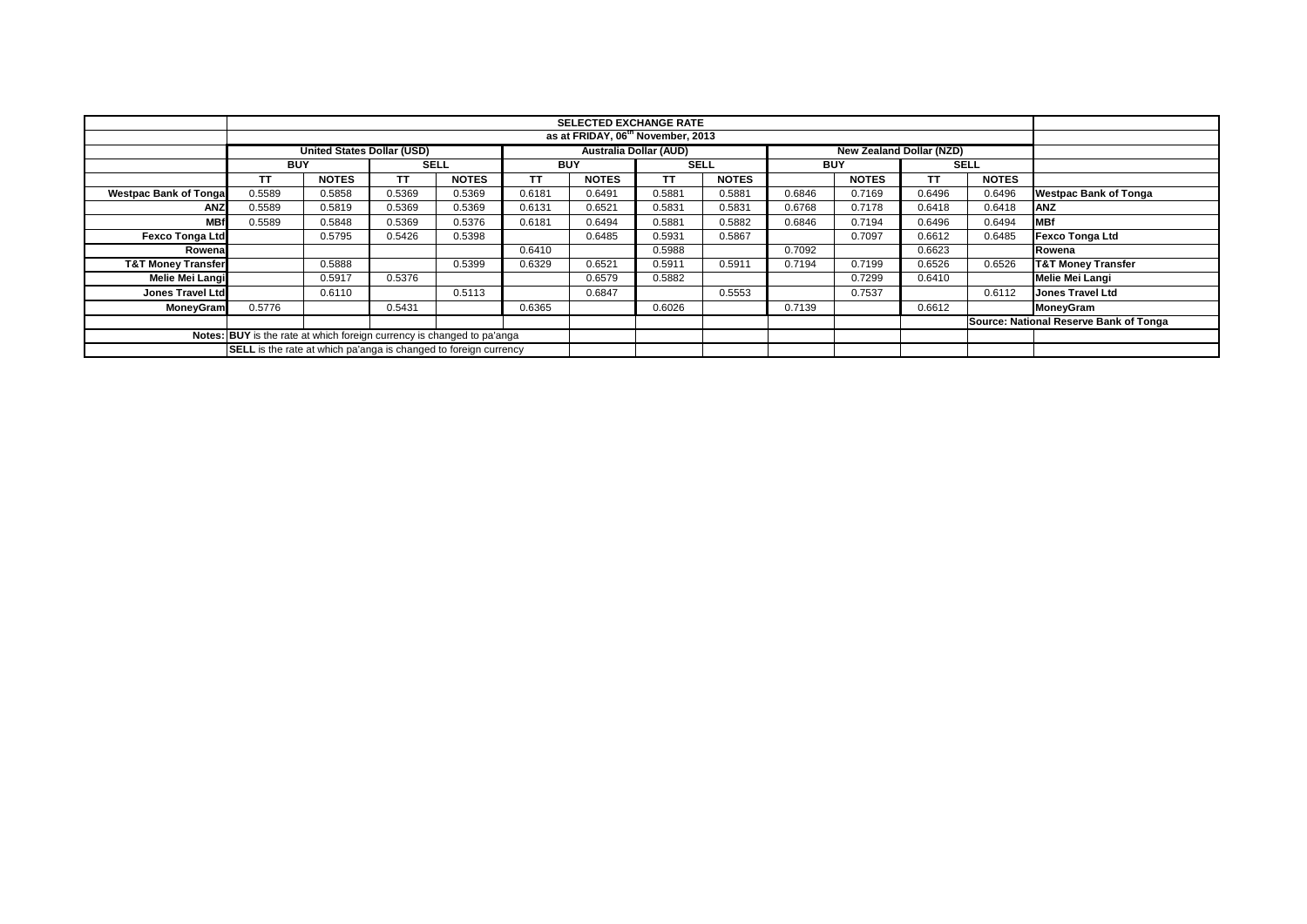| | SELECTED EXCHANGE RATE | | | | | | | | | | | | | |
|---|---|---|---|---|---|---|---|---|---|---|---|---|---|---|
| | as at FRIDAY, 06th November, 2013 | | | | | | | | | | | | | |
| | United States Dollar (USD) | | | | Australia Dollar (AUD) | | | | New Zealand Dollar (NZD) | | | | | |
| | BUY | | SELL | | BUY | | SELL | | BUY | | SELL | | | |
| | TT | NOTES | TT | NOTES | TT | NOTES | TT | NOTES | | NOTES | TT | NOTES | | |
| Westpac Bank of Tonga | 0.5589 | 0.5858 | 0.5369 | 0.5369 | 0.6181 | 0.6491 | 0.5881 | 0.5881 | 0.6846 | 0.7169 | 0.6496 | 0.6496 | Westpac Bank of Tonga | |
| ANZ | 0.5589 | 0.5819 | 0.5369 | 0.5369 | 0.6131 | 0.6521 | 0.5831 | 0.5831 | 0.6768 | 0.7178 | 0.6418 | 0.6418 | ANZ | |
| MBf | 0.5589 | 0.5848 | 0.5369 | 0.5376 | 0.6181 | 0.6494 | 0.5881 | 0.5882 | 0.6846 | 0.7194 | 0.6496 | 0.6494 | MBf | |
| Fexco Tonga Ltd | | 0.5795 | 0.5426 | 0.5398 | | 0.6485 | 0.5931 | 0.5867 | | 0.7097 | 0.6612 | 0.6485 | Fexco Tonga Ltd | |
| Rowena | | | | | 0.6410 | | 0.5988 | | 0.7092 | | 0.6623 | | Rowena | |
| T&T Money Transfer | | 0.5888 | | 0.5399 | 0.6329 | 0.6521 | 0.5911 | 0.5911 | 0.7194 | 0.7199 | 0.6526 | 0.6526 | T&T Money Transfer | |
| Melie Mei Langi | | 0.5917 | 0.5376 | | | 0.6579 | 0.5882 | | | 0.7299 | 0.6410 | | Melie Mei Langi | |
| Jones Travel Ltd | | 0.6110 | | 0.5113 | | 0.6847 | | 0.5553 | | 0.7537 | | 0.6112 | Jones Travel Ltd | |
| MoneyGram | 0.5776 | | 0.5431 | | 0.6365 | | 0.6026 | | 0.7139 | | 0.6612 | | MoneyGram | |
| | | | | | | | | | | | Source: National Reserve Bank of Tonga | | | |
| Notes: | BUY is the rate at which foreign currency is changed to pa'anga | | | | | | | | | | | | | |
| | SELL is the rate at which pa'anga is changed to foreign currency | | | | | | | | | | | | | |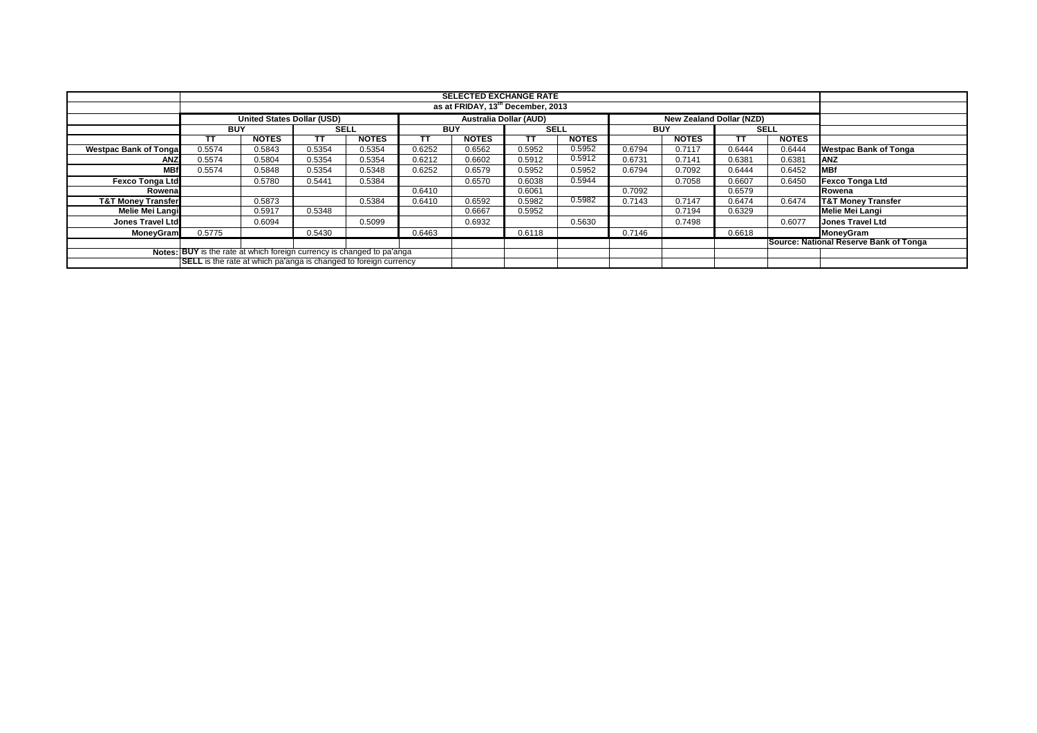| | SELECTED EXCHANGE RATE | | | | | | | | | | | | |
|---|---|---|---|---|---|---|---|---|---|---|---|---|---|
| | as at FRIDAY, 13th December, 2013 | | | | | | | | | | | | |
| | United States Dollar (USD) | | | | Australia Dollar (AUD) | | | | New Zealand Dollar (NZD) | | | | |
| | BUY | | SELL | | BUY | | SELL | | BUY | | SELL | | |
| | TT | NOTES | TT | NOTES | TT | NOTES | TT | NOTES | | NOTES | TT | NOTES | |
| Westpac Bank of Tonga | 0.5574 | 0.5843 | 0.5354 | 0.5354 | 0.6252 | 0.6562 | 0.5952 | 0.5952 | 0.6794 | 0.7117 | 0.6444 | 0.6444 | Westpac Bank of Tonga |
| ANZ | 0.5574 | 0.5804 | 0.5354 | 0.5354 | 0.6212 | 0.6602 | 0.5912 | 0.5912 | 0.6731 | 0.7141 | 0.6381 | 0.6381 | ANZ |
| MBf | 0.5574 | 0.5848 | 0.5354 | 0.5348 | 0.6252 | 0.6579 | 0.5952 | 0.5952 | 0.6794 | 0.7092 | 0.6444 | 0.6452 | MBf |
| Fexco Tonga Ltd | | 0.5780 | 0.5441 | 0.5384 | | 0.6570 | 0.6038 | 0.5944 | | 0.7058 | 0.6607 | 0.6450 | Fexco Tonga Ltd |
| Rowena | | | | | 0.6410 | | 0.6061 | | 0.7092 | | 0.6579 | | Rowena |
| T&T Money Transfer | | 0.5873 | | 0.5384 | 0.6410 | 0.6592 | 0.5982 | 0.5982 | 0.7143 | 0.7147 | 0.6474 | 0.6474 | T&T Money Transfer |
| Melie Mei Langi | | 0.5917 | 0.5348 | | | 0.6667 | 0.5952 | | | 0.7194 | 0.6329 | | Melie Mei Langi |
| Jones Travel Ltd | | 0.6094 | | 0.5099 | | 0.6932 | | 0.5630 | | 0.7498 | | 0.6077 | Jones Travel Ltd |
| MoneyGram | 0.5775 | | 0.5430 | | 0.6463 | | 0.6118 | | 0.7146 | | 0.6618 | | MoneyGram |
| | | | | | | | | | | | | | Source: National Reserve Bank of Tonga |
| Notes: | BUY is the rate at which foreign currency is changed to pa'anga | | | | | | | | | | | | |
| | SELL is the rate at which pa'anga is changed to foreign currency | | | | | | | | | | | | |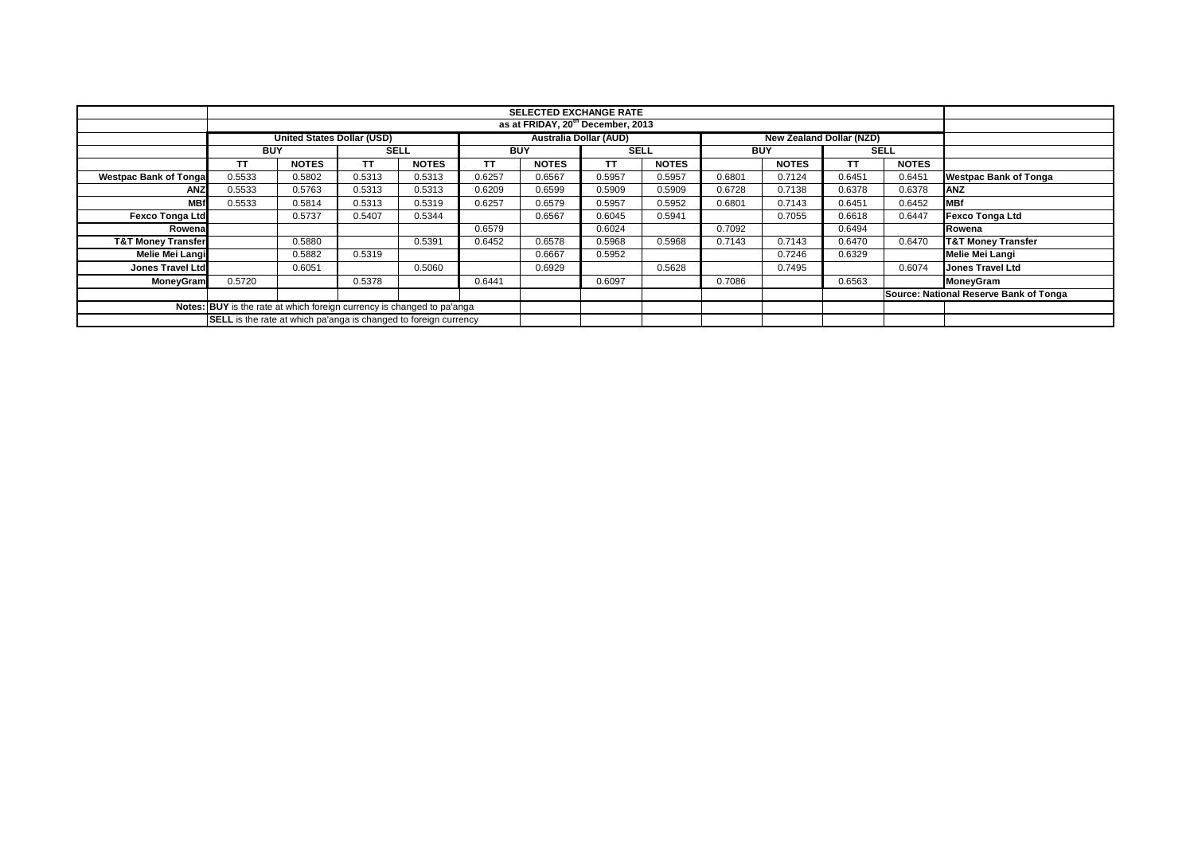| | SELECTED EXCHANGE RATE | | | | | | | | | | | | |
|---|---|---|---|---|---|---|---|---|---|---|---|---|---|
| | as at FRIDAY, 20th December, 2013 | | | | | | | | | | | | |
| | United States Dollar (USD) | | | | Australia Dollar (AUD) | | | | New Zealand Dollar (NZD) | | | | |
| | BUY | | SELL | | BUY | | SELL | | BUY | | SELL | | |
| | TT | NOTES | TT | NOTES | TT | NOTES | TT | NOTES | | NOTES | TT | NOTES | |
| Westpac Bank of Tonga | 0.5533 | 0.5802 | 0.5313 | 0.5313 | 0.6257 | 0.6567 | 0.5957 | 0.5957 | 0.6801 | 0.7124 | 0.6451 | 0.6451 | Westpac Bank of Tonga |
| ANZ | 0.5533 | 0.5763 | 0.5313 | 0.5313 | 0.6209 | 0.6599 | 0.5909 | 0.5909 | 0.6728 | 0.7138 | 0.6378 | 0.6378 | ANZ |
| MBf | 0.5533 | 0.5814 | 0.5313 | 0.5319 | 0.6257 | 0.6579 | 0.5957 | 0.5952 | 0.6801 | 0.7143 | 0.6451 | 0.6452 | MBf |
| Fexco Tonga Ltd | | 0.5737 | 0.5407 | 0.5344 | | 0.6567 | 0.6045 | 0.5941 | | 0.7055 | 0.6618 | 0.6447 | Fexco Tonga Ltd |
| Rowena | | | | | 0.6579 | | 0.6024 | | 0.7092 | | 0.6494 | | Rowena |
| T&T Money Transfer | | 0.5880 | | 0.5391 | 0.6452 | 0.6578 | 0.5968 | 0.5968 | 0.7143 | 0.7143 | 0.6470 | 0.6470 | T&T Money Transfer |
| Melie Mei Langi | | 0.5882 | 0.5319 | | | 0.6667 | 0.5952 | | | 0.7246 | 0.6329 | | Melie Mei Langi |
| Jones Travel Ltd | | 0.6051 | | 0.5060 | | 0.6929 | | 0.5628 | | 0.7495 | | 0.6074 | Jones Travel Ltd |
| MoneyGram | 0.5720 | | 0.5378 | | 0.6441 | | 0.6097 | | 0.7086 | | 0.6563 | | MoneyGram |
| | | | | | | | | | | | Source: National Reserve Bank of Tonga | | |
| Notes: | **BUY** is the rate at which foreign currency is changed to pa'anga | | | | | | | | | | | | |
| | **SELL** is the rate at which pa'anga is changed to foreign currency | | | | | | | | | | | | |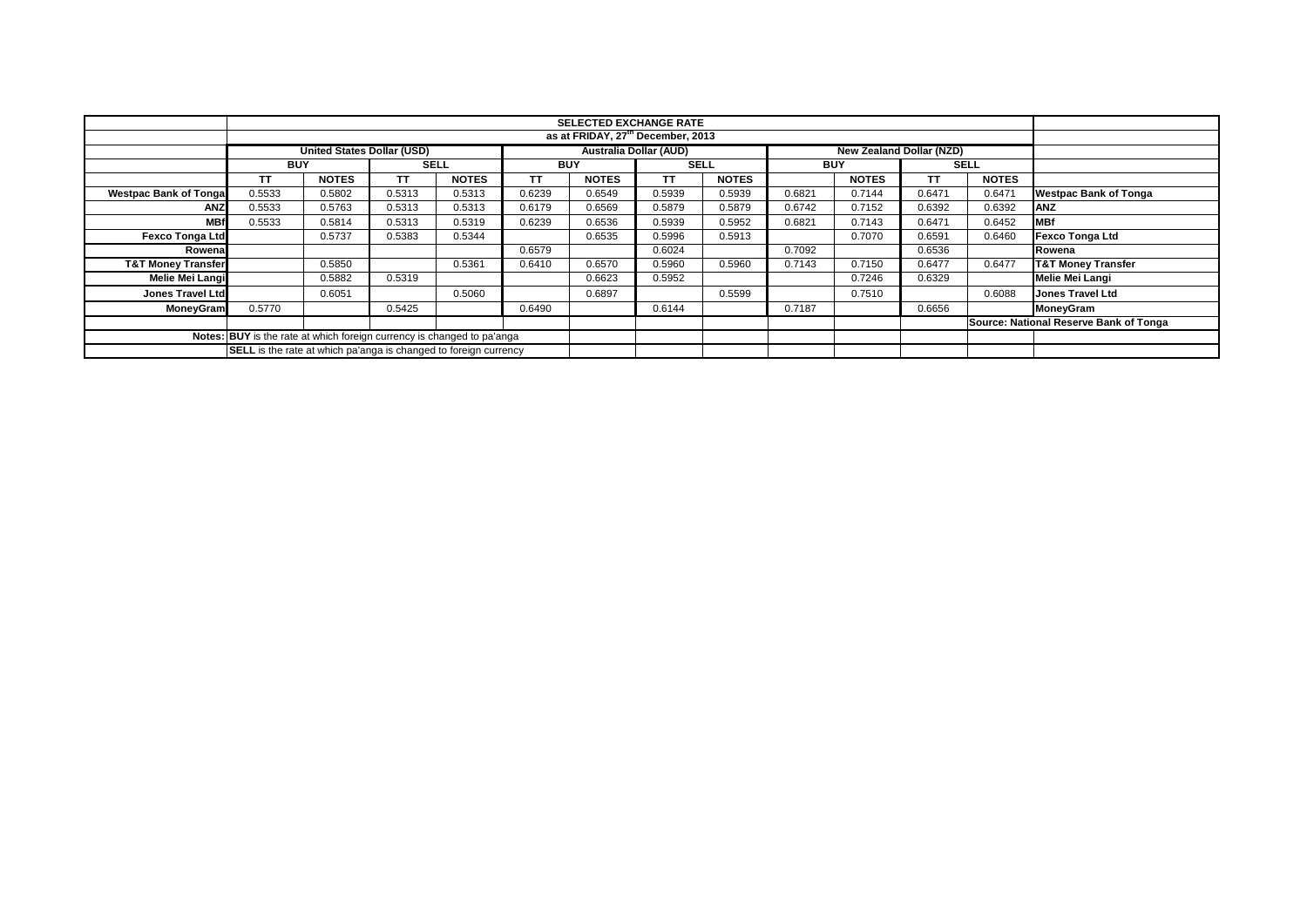| | SELECTED EXCHANGE RATE as at FRIDAY, 27th December, 2013 | | | | | | | | | | | | |
|---|---|---|---|---|---|---|---|---|---|---|---|---|---|
| | United States Dollar (USD) | | | | Australia Dollar (AUD) | | | | New Zealand Dollar (NZD) | | | | |
| | BUY | | SELL | | BUY | | SELL | | BUY | | SELL | | |
| | TT | NOTES | TT | NOTES | TT | NOTES | TT | NOTES | | NOTES | TT | NOTES | |
| Westpac Bank of Tonga | 0.5533 | 0.5802 | 0.5313 | 0.5313 | 0.6239 | 0.6549 | 0.5939 | 0.5939 | 0.6821 | 0.7144 | 0.6471 | 0.6471 | Westpac Bank of Tonga |
| ANZ | 0.5533 | 0.5763 | 0.5313 | 0.5313 | 0.6179 | 0.6569 | 0.5879 | 0.5879 | 0.6742 | 0.7152 | 0.6392 | 0.6392 | ANZ |
| MBf | 0.5533 | 0.5814 | 0.5313 | 0.5319 | 0.6239 | 0.6536 | 0.5939 | 0.5952 | 0.6821 | 0.7143 | 0.6471 | 0.6452 | MBf |
| Fexco Tonga Ltd | | 0.5737 | 0.5383 | 0.5344 | | 0.6535 | 0.5996 | 0.5913 | | 0.7070 | 0.6591 | 0.6460 | Fexco Tonga Ltd |
| Rowena | | | | | 0.6579 | | 0.6024 | | 0.7092 | | 0.6536 | | Rowena |
| T&T Money Transfer | | 0.5850 | | 0.5361 | 0.6410 | 0.6570 | 0.5960 | 0.5960 | 0.7143 | 0.7150 | 0.6477 | 0.6477 | T&T Money Transfer |
| Melie Mei Langi | | 0.5882 | 0.5319 | | | 0.6623 | 0.5952 | | | 0.7246 | 0.6329 | | Melie Mei Langi |
| Jones Travel Ltd | | 0.6051 | | 0.5060 | | 0.6897 | | 0.5599 | | 0.7510 | | 0.6088 | Jones Travel Ltd |
| MoneyGram | 0.5770 | | 0.5425 | | 0.6490 | | 0.6144 | | 0.7187 | | 0.6656 | | MoneyGram |
| | | | | | | | | | | | | | Source: National Reserve Bank of Tonga |
| Notes: | **BUY** is the rate at which foreign currency is changed to pa'anga | | | | | | | | | | | | |
| | **SELL** is the rate at which pa'anga is changed to foreign currency | | | | | | | | | | | | |